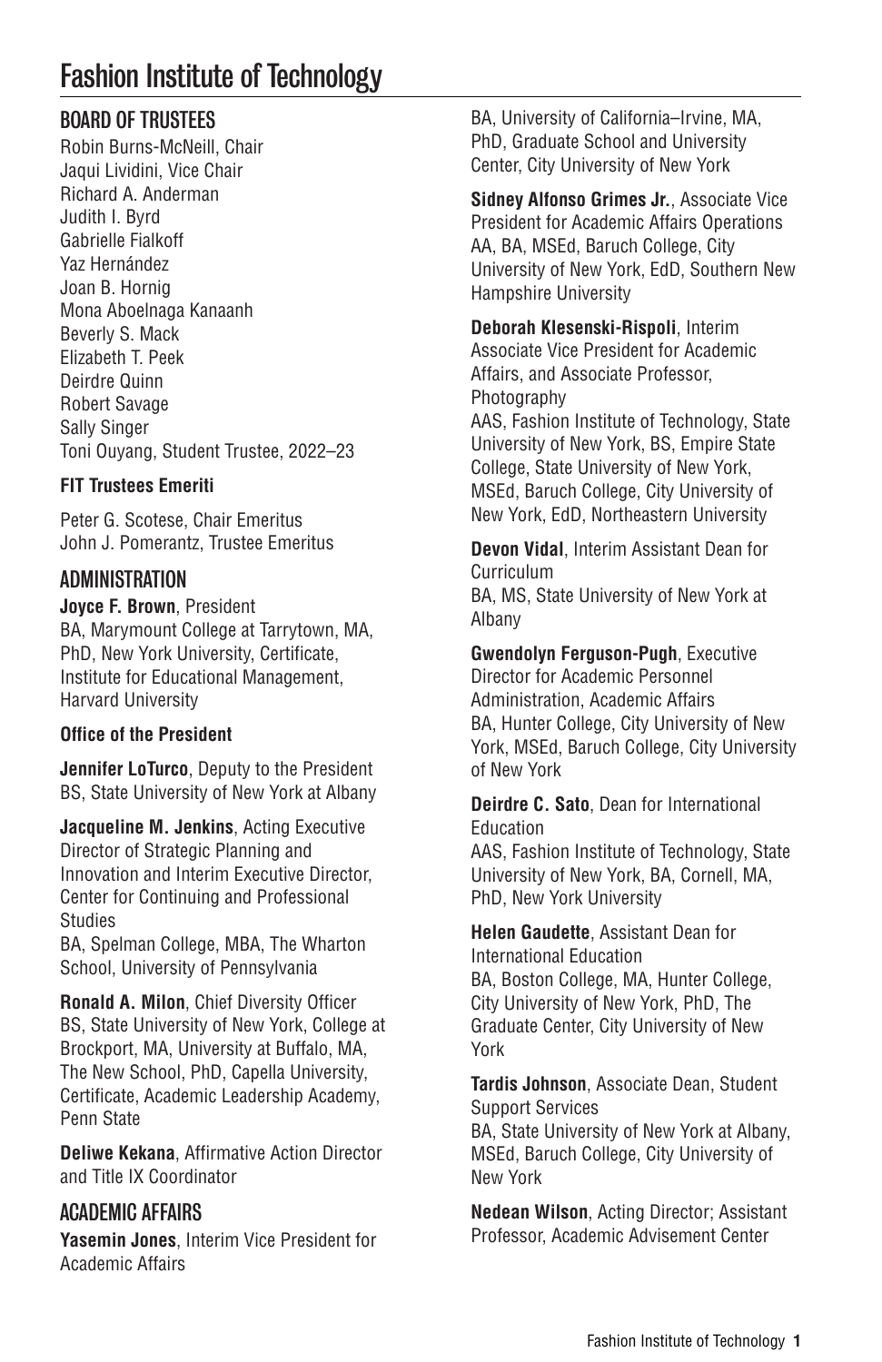# Fashion Institute of Technology

## BOARD OF TRUSTEES

Robin Burns-McNeill, Chair
Jaqui Lividini, Vice Chair
Richard A. Anderman
Judith I. Byrd
Gabrielle Fialkoff
Yaz Hernández
Joan B. Hornig
Mona Aboelnaga Kanaanh
Beverly S. Mack
Elizabeth T. Peek
Deirdre Quinn
Robert Savage
Sally Singer
Toni Ouyang, Student Trustee, 2022–23

### FIT Trustees Emeriti

Peter G. Scotese, Chair Emeritus
John J. Pomerantz, Trustee Emeritus

## ADMINISTRATION

**Joyce F. Brown**, President
BA, Marymount College at Tarrytown, MA, PhD, New York University, Certificate, Institute for Educational Management, Harvard University

### Office of the President

**Jennifer LoTurco**, Deputy to the President
BS, State University of New York at Albany

**Jacqueline M. Jenkins**, Acting Executive Director of Strategic Planning and Innovation and Interim Executive Director, Center for Continuing and Professional Studies
BA, Spelman College, MBA, The Wharton School, University of Pennsylvania

**Ronald A. Milon**, Chief Diversity Officer
BS, State University of New York, College at Brockport, MA, University at Buffalo, MA, The New School, PhD, Capella University, Certificate, Academic Leadership Academy, Penn State

**Deliwe Kekana**, Affirmative Action Director and Title IX Coordinator

## ACADEMIC AFFAIRS

**Yasemin Jones**, Interim Vice President for Academic Affairs
BA, University of California–Irvine, MA, PhD, Graduate School and University Center, City University of New York

**Sidney Alfonso Grimes Jr.**, Associate Vice President for Academic Affairs Operations
AA, BA, MSEd, Baruch College, City University of New York, EdD, Southern New Hampshire University

**Deborah Klesenski-Rispoli**, Interim Associate Vice President for Academic Affairs, and Associate Professor, Photography
AAS, Fashion Institute of Technology, State University of New York, BS, Empire State College, State University of New York, MSEd, Baruch College, City University of New York, EdD, Northeastern University

**Devon Vidal**, Interim Assistant Dean for Curriculum
BA, MS, State University of New York at Albany

**Gwendolyn Ferguson-Pugh**, Executive Director for Academic Personnel Administration, Academic Affairs
BA, Hunter College, City University of New York, MSEd, Baruch College, City University of New York

**Deirdre C. Sato**, Dean for International Education
AAS, Fashion Institute of Technology, State University of New York, BA, Cornell, MA, PhD, New York University

**Helen Gaudette**, Assistant Dean for International Education
BA, Boston College, MA, Hunter College, City University of New York, PhD, The Graduate Center, City University of New York

**Tardis Johnson**, Associate Dean, Student Support Services
BA, State University of New York at Albany, MSEd, Baruch College, City University of New York

**Nedean Wilson**, Acting Director; Assistant Professor, Academic Advisement Center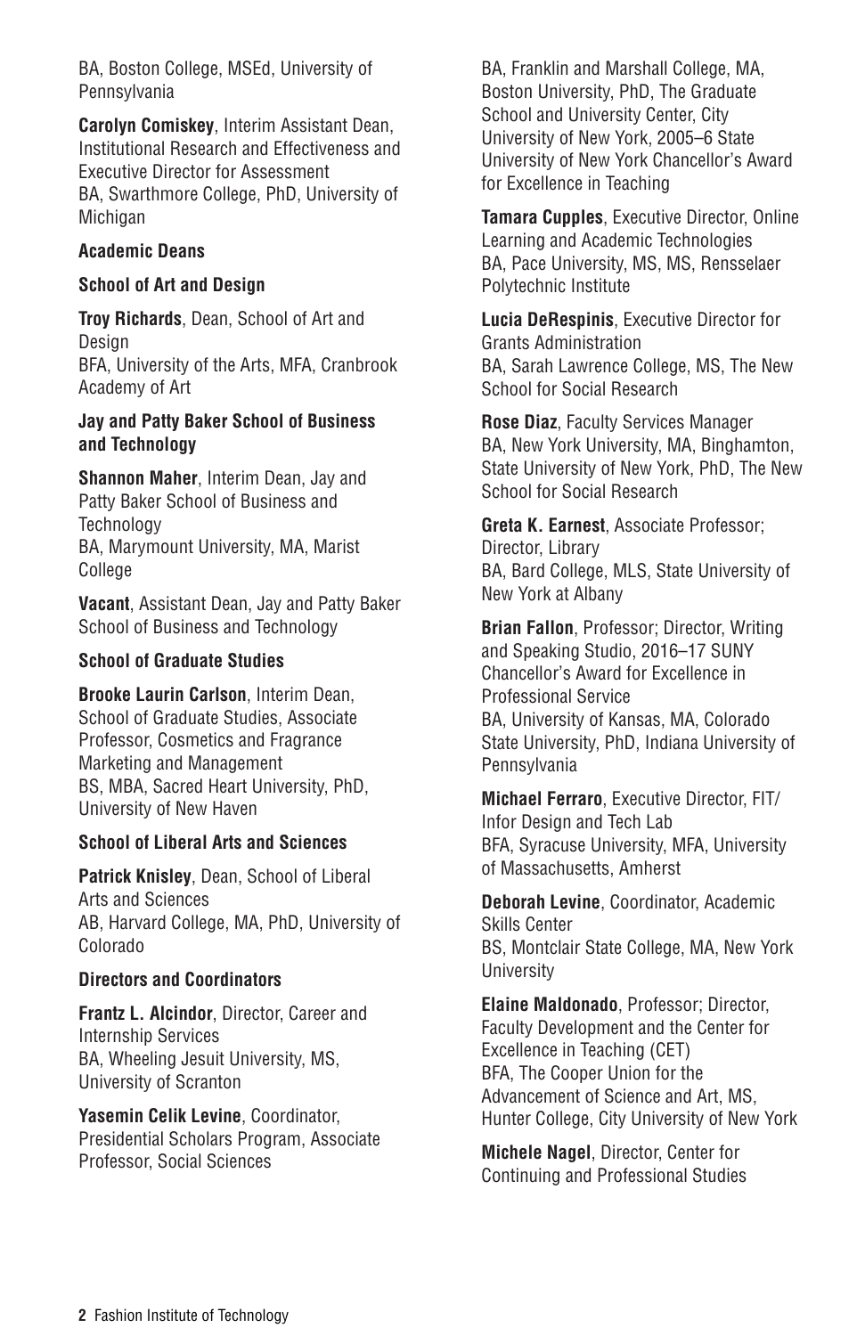BA, Boston College, MSEd, University of Pennsylvania

**Carolyn Comiskey**, Interim Assistant Dean, Institutional Research and Effectiveness and Executive Director for Assessment
BA, Swarthmore College, PhD, University of Michigan

### Academic Deans

### School of Art and Design

**Troy Richards**, Dean, School of Art and Design
BFA, University of the Arts, MFA, Cranbrook Academy of Art

### Jay and Patty Baker School of Business and Technology

**Shannon Maher**, Interim Dean, Jay and Patty Baker School of Business and Technology
BA, Marymount University, MA, Marist College

**Vacant**, Assistant Dean, Jay and Patty Baker School of Business and Technology

### School of Graduate Studies

**Brooke Laurin Carlson**, Interim Dean, School of Graduate Studies, Associate Professor, Cosmetics and Fragrance Marketing and Management
BS, MBA, Sacred Heart University, PhD, University of New Haven

### School of Liberal Arts and Sciences

**Patrick Knisley**, Dean, School of Liberal Arts and Sciences
AB, Harvard College, MA, PhD, University of Colorado

### Directors and Coordinators

**Frantz L. Alcindor**, Director, Career and Internship Services
BA, Wheeling Jesuit University, MS, University of Scranton

**Yasemin Celik Levine**, Coordinator, Presidential Scholars Program, Associate Professor, Social Sciences
BA, Franklin and Marshall College, MA, Boston University, PhD, The Graduate School and University Center, City University of New York, 2005–6 State University of New York Chancellor's Award for Excellence in Teaching

**Tamara Cupples**, Executive Director, Online Learning and Academic Technologies
BA, Pace University, MS, MS, Rensselaer Polytechnic Institute

**Lucia DeRespinis**, Executive Director for Grants Administration
BA, Sarah Lawrence College, MS, The New School for Social Research

**Rose Diaz**, Faculty Services Manager
BA, New York University, MA, Binghamton, State University of New York, PhD, The New School for Social Research

**Greta K. Earnest**, Associate Professor; Director, Library
BA, Bard College, MLS, State University of New York at Albany

**Brian Fallon**, Professor; Director, Writing and Speaking Studio, 2016–17 SUNY Chancellor's Award for Excellence in Professional Service
BA, University of Kansas, MA, Colorado State University, PhD, Indiana University of Pennsylvania

**Michael Ferraro**, Executive Director, FIT/Infor Design and Tech Lab
BFA, Syracuse University, MFA, University of Massachusetts, Amherst

**Deborah Levine**, Coordinator, Academic Skills Center
BS, Montclair State College, MA, New York University

**Elaine Maldonado**, Professor; Director, Faculty Development and the Center for Excellence in Teaching (CET)
BFA, The Cooper Union for the Advancement of Science and Art, MS, Hunter College, City University of New York

**Michele Nagel**, Director, Center for Continuing and Professional Studies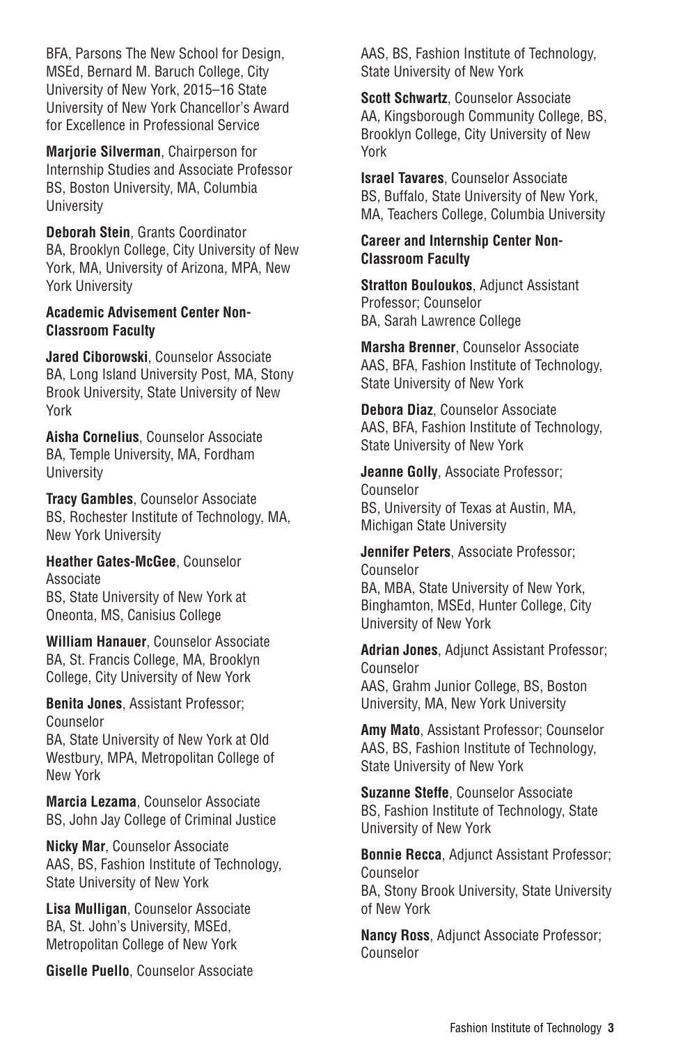BFA, Parsons The New School for Design, MSEd, Bernard M. Baruch College, City University of New York, 2015–16 State University of New York Chancellor's Award for Excellence in Professional Service

**Marjorie Silverman**, Chairperson for Internship Studies and Associate Professor
BS, Boston University, MA, Columbia University

**Deborah Stein**, Grants Coordinator
BA, Brooklyn College, City University of New York, MA, University of Arizona, MPA, New York University

**Academic Advisement Center Non-Classroom Faculty**

**Jared Ciborowski**, Counselor Associate
BA, Long Island University Post, MA, Stony Brook University, State University of New York

**Aisha Cornelius**, Counselor Associate
BA, Temple University, MA, Fordham University

**Tracy Gambles**, Counselor Associate
BS, Rochester Institute of Technology, MA, New York University

**Heather Gates-McGee**, Counselor Associate
BS, State University of New York at Oneonta, MS, Canisius College

**William Hanauer**, Counselor Associate
BA, St. Francis College, MA, Brooklyn College, City University of New York

**Benita Jones**, Assistant Professor; Counselor
BA, State University of New York at Old Westbury, MPA, Metropolitan College of New York

**Marcia Lezama**, Counselor Associate
BS, John Jay College of Criminal Justice

**Nicky Mar**, Counselor Associate
AAS, BS, Fashion Institute of Technology, State University of New York

**Lisa Mulligan**, Counselor Associate
BA, St. John's University, MSEd, Metropolitan College of New York

**Giselle Puello**, Counselor Associate
AAS, BS, Fashion Institute of Technology, State University of New York

**Scott Schwartz**, Counselor Associate
AA, Kingsborough Community College, BS, Brooklyn College, City University of New York

**Israel Tavares**, Counselor Associate
BS, Buffalo, State University of New York, MA, Teachers College, Columbia University

**Career and Internship Center Non-Classroom Faculty**

**Stratton Bouloukos**, Adjunct Assistant Professor; Counselor
BA, Sarah Lawrence College

**Marsha Brenner**, Counselor Associate
AAS, BFA, Fashion Institute of Technology, State University of New York

**Debora Diaz**, Counselor Associate
AAS, BFA, Fashion Institute of Technology, State University of New York

**Jeanne Golly**, Associate Professor; Counselor
BS, University of Texas at Austin, MA, Michigan State University

**Jennifer Peters**, Associate Professor; Counselor
BA, MBA, State University of New York, Binghamton, MSEd, Hunter College, City University of New York

**Adrian Jones**, Adjunct Assistant Professor; Counselor
AAS, Grahm Junior College, BS, Boston University, MA, New York University

**Amy Mato**, Assistant Professor; Counselor
AAS, BS, Fashion Institute of Technology, State University of New York

**Suzanne Steffe**, Counselor Associate
BS, Fashion Institute of Technology, State University of New York

**Bonnie Recca**, Adjunct Assistant Professor; Counselor
BA, Stony Brook University, State University of New York

**Nancy Ross**, Adjunct Associate Professor; Counselor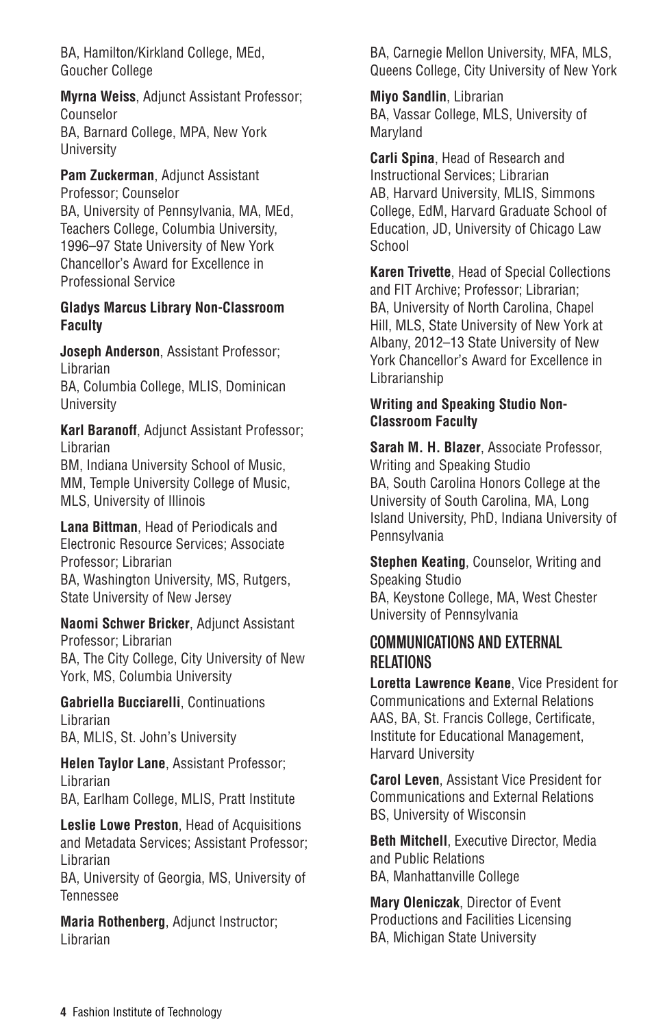BA, Hamilton/Kirkland College, MEd, Goucher College

**Myrna Weiss**, Adjunct Assistant Professor; Counselor
BA, Barnard College, MPA, New York University

**Pam Zuckerman**, Adjunct Assistant Professor; Counselor
BA, University of Pennsylvania, MA, MEd, Teachers College, Columbia University, 1996–97 State University of New York Chancellor's Award for Excellence in Professional Service

#### Gladys Marcus Library Non-Classroom Faculty

**Joseph Anderson**, Assistant Professor; Librarian
BA, Columbia College, MLIS, Dominican University

**Karl Baranoff**, Adjunct Assistant Professor; Librarian
BM, Indiana University School of Music, MM, Temple University College of Music, MLS, University of Illinois

**Lana Bittman**, Head of Periodicals and Electronic Resource Services; Associate Professor; Librarian
BA, Washington University, MS, Rutgers, State University of New Jersey

**Naomi Schwer Bricker**, Adjunct Assistant Professor; Librarian
BA, The City College, City University of New York, MS, Columbia University

**Gabriella Bucciarelli**, Continuations Librarian
BA, MLIS, St. John's University

**Helen Taylor Lane**, Assistant Professor; Librarian
BA, Earlham College, MLIS, Pratt Institute

**Leslie Lowe Preston**, Head of Acquisitions and Metadata Services; Assistant Professor; Librarian
BA, University of Georgia, MS, University of Tennessee

**Maria Rothenberg**, Adjunct Instructor; Librarian
BA, Carnegie Mellon University, MFA, MLS, Queens College, City University of New York

**Miyo Sandlin**, Librarian
BA, Vassar College, MLS, University of Maryland

**Carli Spina**, Head of Research and Instructional Services; Librarian
AB, Harvard University, MLIS, Simmons College, EdM, Harvard Graduate School of Education, JD, University of Chicago Law School

**Karen Trivette**, Head of Special Collections and FIT Archive; Professor; Librarian;
BA, University of North Carolina, Chapel Hill, MLS, State University of New York at Albany, 2012–13 State University of New York Chancellor's Award for Excellence in Librarianship

#### Writing and Speaking Studio Non-Classroom Faculty

**Sarah M. H. Blazer**, Associate Professor, Writing and Speaking Studio
BA, South Carolina Honors College at the University of South Carolina, MA, Long Island University, PhD, Indiana University of Pennsylvania

**Stephen Keating**, Counselor, Writing and Speaking Studio
BA, Keystone College, MA, West Chester University of Pennsylvania

### COMMUNICATIONS AND EXTERNAL RELATIONS

**Loretta Lawrence Keane**, Vice President for Communications and External Relations
AAS, BA, St. Francis College, Certificate, Institute for Educational Management, Harvard University

**Carol Leven**, Assistant Vice President for Communications and External Relations
BS, University of Wisconsin

**Beth Mitchell**, Executive Director, Media and Public Relations
BA, Manhattanville College

**Mary Oleniczak**, Director of Event Productions and Facilities Licensing
BA, Michigan State University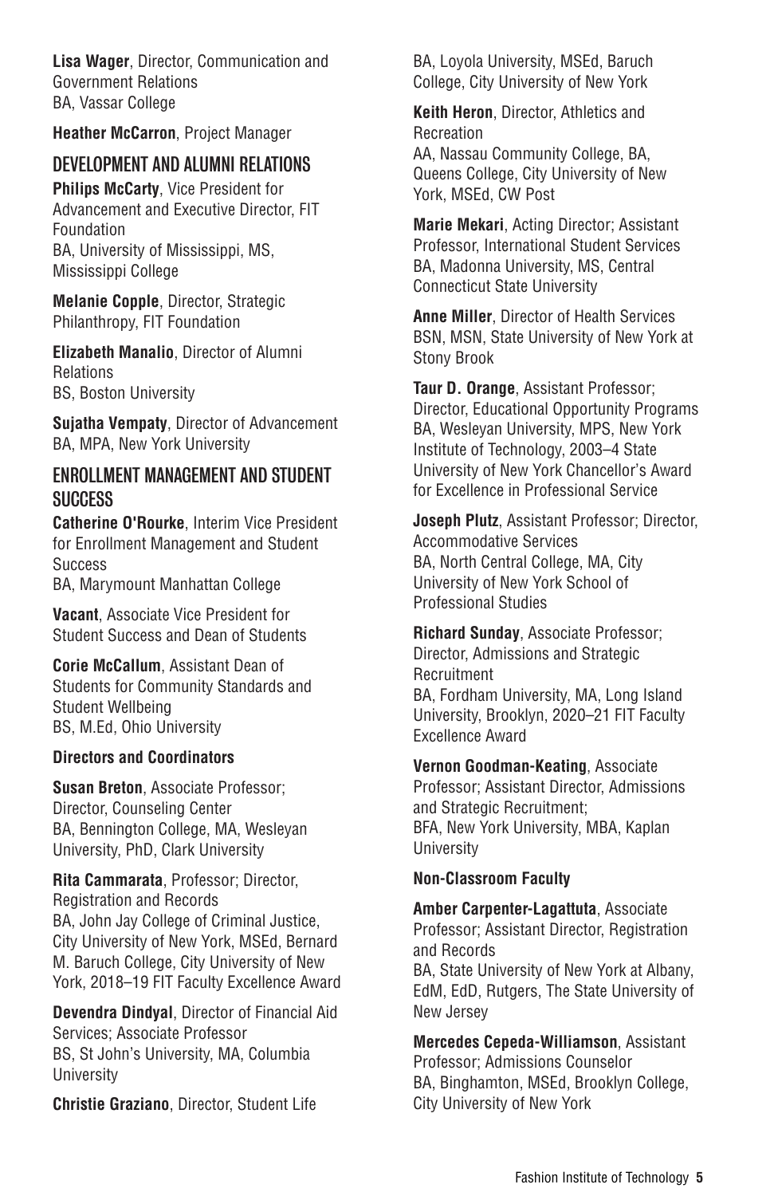**Lisa Wager**, Director, Communication and Government Relations
BA, Vassar College

**Heather McCarron**, Project Manager

## DEVELOPMENT AND ALUMNI RELATIONS

**Philips McCarty**, Vice President for Advancement and Executive Director, FIT Foundation
BA, University of Mississippi, MS, Mississippi College

**Melanie Copple**, Director, Strategic Philanthropy, FIT Foundation

**Elizabeth Manalio**, Director of Alumni Relations
BS, Boston University

**Sujatha Vempaty**, Director of Advancement
BA, MPA, New York University

## ENROLLMENT MANAGEMENT AND STUDENT SUCCESS

**Catherine O'Rourke**, Interim Vice President for Enrollment Management and Student Success
BA, Marymount Manhattan College

**Vacant**, Associate Vice President for Student Success and Dean of Students

**Corie McCallum**, Assistant Dean of Students for Community Standards and Student Wellbeing
BS, M.Ed, Ohio University

### Directors and Coordinators

**Susan Breton**, Associate Professor; Director, Counseling Center
BA, Bennington College, MA, Wesleyan University, PhD, Clark University

**Rita Cammarata**, Professor; Director, Registration and Records
BA, John Jay College of Criminal Justice, City University of New York, MSEd, Bernard M. Baruch College, City University of New York, 2018–19 FIT Faculty Excellence Award

**Devendra Dindyal**, Director of Financial Aid Services; Associate Professor
BS, St John's University, MA, Columbia University

**Christie Graziano**, Director, Student Life
BA, Loyola University, MSEd, Baruch College, City University of New York

**Keith Heron**, Director, Athletics and Recreation
AA, Nassau Community College, BA, Queens College, City University of New York, MSEd, CW Post

**Marie Mekari**, Acting Director; Assistant Professor, International Student Services
BA, Madonna University, MS, Central Connecticut State University

**Anne Miller**, Director of Health Services
BSN, MSN, State University of New York at Stony Brook

**Taur D. Orange**, Assistant Professor; Director, Educational Opportunity Programs
BA, Wesleyan University, MPS, New York Institute of Technology, 2003–4 State University of New York Chancellor's Award for Excellence in Professional Service

**Joseph Plutz**, Assistant Professor; Director, Accommodative Services
BA, North Central College, MA, City University of New York School of Professional Studies

**Richard Sunday**, Associate Professor; Director, Admissions and Strategic Recruitment
BA, Fordham University, MA, Long Island University, Brooklyn, 2020–21 FIT Faculty Excellence Award

**Vernon Goodman-Keating**, Associate Professor; Assistant Director, Admissions and Strategic Recruitment;
BFA, New York University, MBA, Kaplan University

### Non-Classroom Faculty

**Amber Carpenter-Lagattuta**, Associate Professor; Assistant Director, Registration and Records
BA, State University of New York at Albany, EdM, EdD, Rutgers, The State University of New Jersey

**Mercedes Cepeda-Williamson**, Assistant Professor; Admissions Counselor
BA, Binghamton, MSEd, Brooklyn College, City University of New York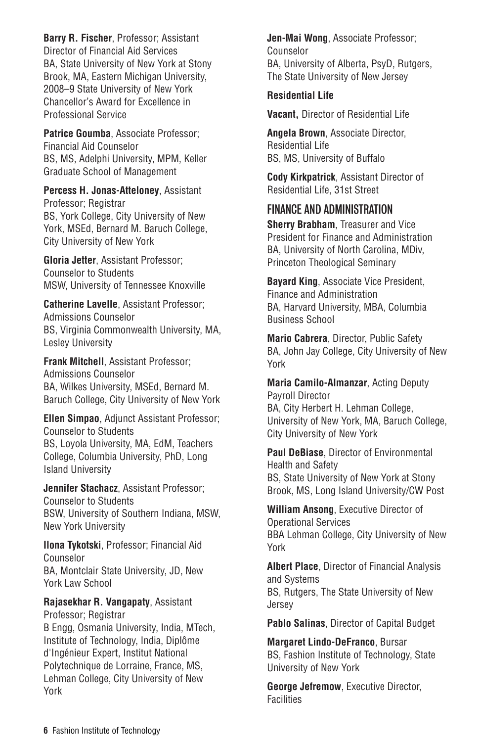**Barry R. Fischer**, Professor; Assistant Director of Financial Aid Services
BA, State University of New York at Stony Brook, MA, Eastern Michigan University, 2008–9 State University of New York Chancellor's Award for Excellence in Professional Service

**Patrice Goumba**, Associate Professor; Financial Aid Counselor
BS, MS, Adelphi University, MPM, Keller Graduate School of Management

**Percess H. Jonas-Atteloney**, Assistant Professor; Registrar
BS, York College, City University of New York, MSEd, Bernard M. Baruch College, City University of New York

**Gloria Jetter**, Assistant Professor; Counselor to Students
MSW, University of Tennessee Knoxville

**Catherine Lavelle**, Assistant Professor; Admissions Counselor
BS, Virginia Commonwealth University, MA, Lesley University

**Frank Mitchell**, Assistant Professor; Admissions Counselor
BA, Wilkes University, MSEd, Bernard M. Baruch College, City University of New York

**Ellen Simpao**, Adjunct Assistant Professor; Counselor to Students
BS, Loyola University, MA, EdM, Teachers College, Columbia University, PhD, Long Island University

**Jennifer Stachacz**, Assistant Professor; Counselor to Students
BSW, University of Southern Indiana, MSW, New York University

**Ilona Tykotski**, Professor; Financial Aid Counselor
BA, Montclair State University, JD, New York Law School

**Rajasekhar R. Vangapaty**, Assistant Professor; Registrar
B Engg, Osmania University, India, MTech, Institute of Technology, India, Diplôme d'Ingénieur Expert, Institut National Polytechnique de Lorraine, France, MS, Lehman College, City University of New York

**Jen-Mai Wong**, Associate Professor; Counselor
BA, University of Alberta, PsyD, Rutgers, The State University of New Jersey

**Residential Life**

**Vacant,** Director of Residential Life

**Angela Brown**, Associate Director, Residential Life
BS, MS, University of Buffalo

**Cody Kirkpatrick**, Assistant Director of Residential Life, 31st Street

## FINANCE AND ADMINISTRATION

**Sherry Brabham**, Treasurer and Vice President for Finance and Administration
BA, University of North Carolina, MDiv, Princeton Theological Seminary

**Bayard King**, Associate Vice President, Finance and Administration
BA, Harvard University, MBA, Columbia Business School

**Mario Cabrera**, Director, Public Safety
BA, John Jay College, City University of New York

**Maria Camilo-Almanzar**, Acting Deputy Payroll Director
BA, City Herbert H. Lehman College, University of New York, MA, Baruch College, City University of New York

**Paul DeBiase**, Director of Environmental Health and Safety
BS, State University of New York at Stony Brook, MS, Long Island University/CW Post

**William Ansong**, Executive Director of Operational Services
BBA Lehman College, City University of New York

**Albert Place**, Director of Financial Analysis and Systems
BS, Rutgers, The State University of New Jersey

**Pablo Salinas**, Director of Capital Budget

**Margaret Lindo-DeFranco**, Bursar
BS, Fashion Institute of Technology, State University of New York

**George Jefremow**, Executive Director, Facilities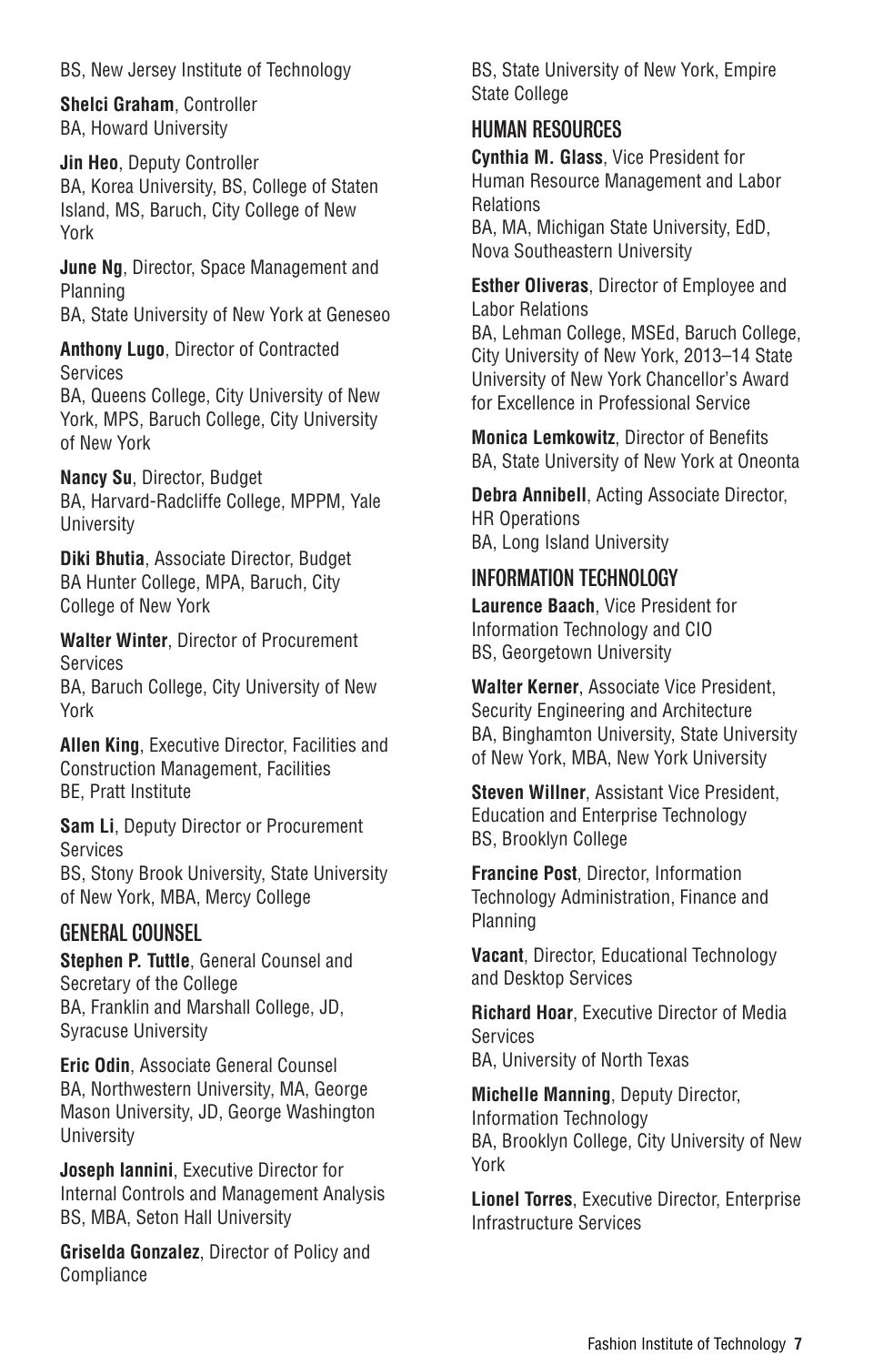BS, New Jersey Institute of Technology

**Shelci Graham**, Controller
BA, Howard University

**Jin Heo**, Deputy Controller
BA, Korea University, BS, College of Staten Island, MS, Baruch, City College of New York

**June Ng**, Director, Space Management and Planning
BA, State University of New York at Geneseo

**Anthony Lugo**, Director of Contracted Services
BA, Queens College, City University of New York, MPS, Baruch College, City University of New York

**Nancy Su**, Director, Budget
BA, Harvard-Radcliffe College, MPPM, Yale University

**Diki Bhutia**, Associate Director, Budget
BA Hunter College, MPA, Baruch, City College of New York

**Walter Winter**, Director of Procurement Services
BA, Baruch College, City University of New York

**Allen King**, Executive Director, Facilities and Construction Management, Facilities
BE, Pratt Institute

**Sam Li**, Deputy Director or Procurement Services
BS, Stony Brook University, State University of New York, MBA, Mercy College

## GENERAL COUNSEL

**Stephen P. Tuttle**, General Counsel and Secretary of the College
BA, Franklin and Marshall College, JD, Syracuse University

**Eric Odin**, Associate General Counsel
BA, Northwestern University, MA, George Mason University, JD, George Washington University

**Joseph Iannini**, Executive Director for Internal Controls and Management Analysis
BS, MBA, Seton Hall University

**Griselda Gonzalez**, Director of Policy and Compliance
BS, State University of New York, Empire State College

## HUMAN RESOURCES

**Cynthia M. Glass**, Vice President for Human Resource Management and Labor Relations
BA, MA, Michigan State University, EdD, Nova Southeastern University

**Esther Oliveras**, Director of Employee and Labor Relations
BA, Lehman College, MSEd, Baruch College, City University of New York, 2013–14 State University of New York Chancellor's Award for Excellence in Professional Service

**Monica Lemkowitz**, Director of Benefits
BA, State University of New York at Oneonta

**Debra Annibell**, Acting Associate Director, HR Operations
BA, Long Island University

## INFORMATION TECHNOLOGY

**Laurence Baach**, Vice President for Information Technology and CIO
BS, Georgetown University

**Walter Kerner**, Associate Vice President, Security Engineering and Architecture
BA, Binghamton University, State University of New York, MBA, New York University

**Steven Willner**, Assistant Vice President, Education and Enterprise Technology
BS, Brooklyn College

**Francine Post**, Director, Information Technology Administration, Finance and Planning

**Vacant**, Director, Educational Technology and Desktop Services

**Richard Hoar**, Executive Director of Media Services
BA, University of North Texas

**Michelle Manning**, Deputy Director, Information Technology
BA, Brooklyn College, City University of New York

**Lionel Torres**, Executive Director, Enterprise Infrastructure Services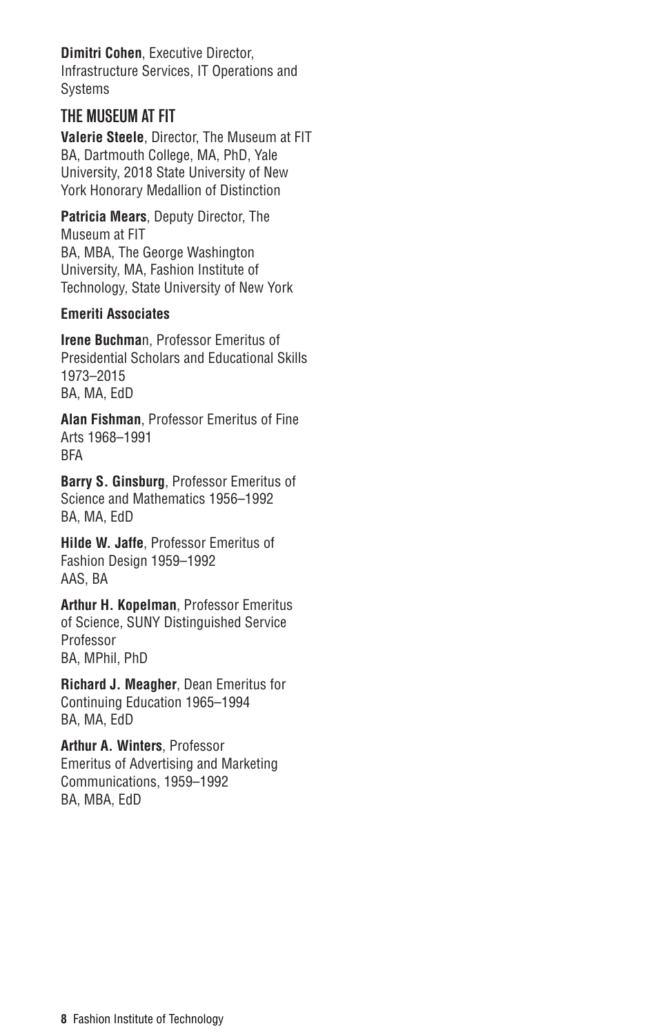**Dimitri Cohen**, Executive Director, Infrastructure Services, IT Operations and Systems

## THE MUSEUM AT FIT

**Valerie Steele**, Director, The Museum at FIT
BA, Dartmouth College, MA, PhD, Yale University, 2018 State University of New York Honorary Medallion of Distinction

**Patricia Mears**, Deputy Director, The Museum at FIT
BA, MBA, The George Washington University, MA, Fashion Institute of Technology, State University of New York

### Emeriti Associates

**Irene Buchman**, Professor Emeritus of Presidential Scholars and Educational Skills 1973–2015
BA, MA, EdD

**Alan Fishman**, Professor Emeritus of Fine Arts 1968–1991
BFA

**Barry S. Ginsburg**, Professor Emeritus of Science and Mathematics 1956–1992
BA, MA, EdD

**Hilde W. Jaffe**, Professor Emeritus of Fashion Design 1959–1992
AAS, BA

**Arthur H. Kopelman**, Professor Emeritus of Science, SUNY Distinguished Service Professor
BA, MPhil, PhD

**Richard J. Meagher**, Dean Emeritus for Continuing Education 1965–1994
BA, MA, EdD

**Arthur A. Winters**, Professor Emeritus of Advertising and Marketing Communications, 1959–1992
BA, MBA, EdD